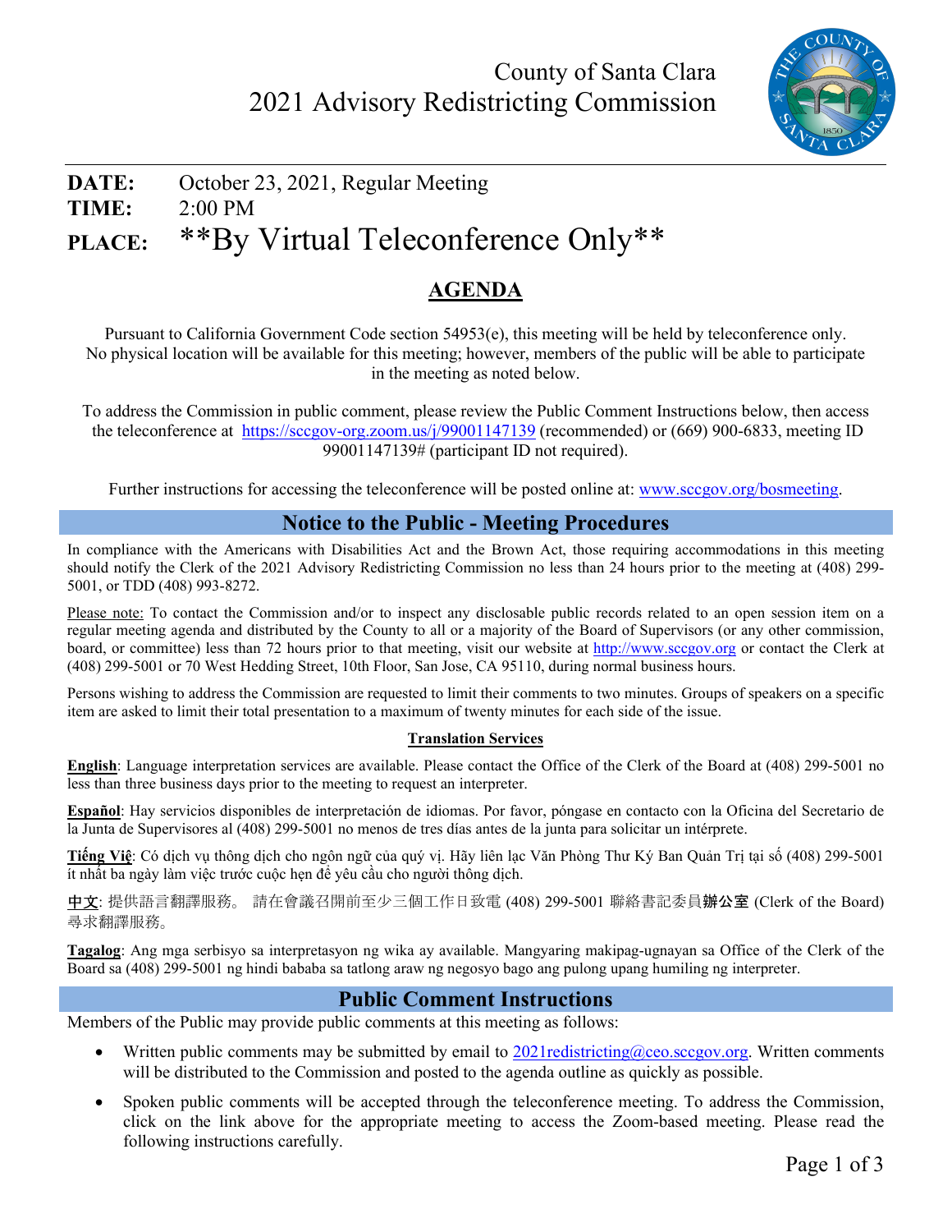County of Santa Clara
2021 Advisory Redistricting Commission

**DATE:** October 23, 2021, Regular Meeting
**TIME:** 2:00 PM
**PLACE:** **By Virtual Teleconference Only**

# AGENDA

Pursuant to California Government Code section 54953(e), this meeting will be held by teleconference only. No physical location will be available for this meeting; however, members of the public will be able to participate in the meeting as noted below.

To address the Commission in public comment, please review the Public Comment Instructions below, then access the teleconference at https://sccgov-org.zoom.us/j/99001147139 (recommended) or (669) 900-6833, meeting ID 99001147139# (participant ID not required).

Further instructions for accessing the teleconference will be posted online at: www.sccgov.org/bosmeeting.

## Notice to the Public - Meeting Procedures

In compliance with the Americans with Disabilities Act and the Brown Act, those requiring accommodations in this meeting should notify the Clerk of the 2021 Advisory Redistricting Commission no less than 24 hours prior to the meeting at (408) 299-5001, or TDD (408) 993-8272.

Please note: To contact the Commission and/or to inspect any disclosable public records related to an open session item on a regular meeting agenda and distributed by the County to all or a majority of the Board of Supervisors (or any other commission, board, or committee) less than 72 hours prior to that meeting, visit our website at http://www.sccgov.org or contact the Clerk at (408) 299-5001 or 70 West Hedding Street, 10th Floor, San Jose, CA 95110, during normal business hours.

Persons wishing to address the Commission are requested to limit their comments to two minutes. Groups of speakers on a specific item are asked to limit their total presentation to a maximum of twenty minutes for each side of the issue.

**Translation Services**

**English**: Language interpretation services are available. Please contact the Office of the Clerk of the Board at (408) 299-5001 no less than three business days prior to the meeting to request an interpreter.

**Español**: Hay servicios disponibles de interpretación de idiomas. Por favor, póngase en contacto con la Oficina del Secretario de la Junta de Supervisores al (408) 299-5001 no menos de tres días antes de la junta para solicitar un intérprete.

**Tiếng Việ**: Có dịch vụ thông dịch cho ngôn ngữ của quý vị. Hãy liên lạc Văn Phòng Thư Ký Ban Quản Trị tại số (408) 299-5001 ít nhất ba ngày làm việc trước cuộc hẹn để yêu cầu cho người thông dịch.

**中文**: 提供語言翻譯服務。 請在會議召開前至少三個工作日致電 (408) 299-5001 聯絡書記委員**辦公室** (Clerk of the Board) 尋求翻譯服務。

**Tagalog**: Ang mga serbisyo sa interpretasyon ng wika ay available. Mangyaring makipag-ugnayan sa Office of the Clerk of the Board sa (408) 299-5001 ng hindi bababa sa tatlong araw ng negosyo bago ang pulong upang humiling ng interpreter.

## Public Comment Instructions

Members of the Public may provide public comments at this meeting as follows:

- Written public comments may be submitted by email to 2021redistricting@ceo.sccgov.org. Written comments will be distributed to the Commission and posted to the agenda outline as quickly as possible.
- Spoken public comments will be accepted through the teleconference meeting. To address the Commission, click on the link above for the appropriate meeting to access the Zoom-based meeting. Please read the following instructions carefully.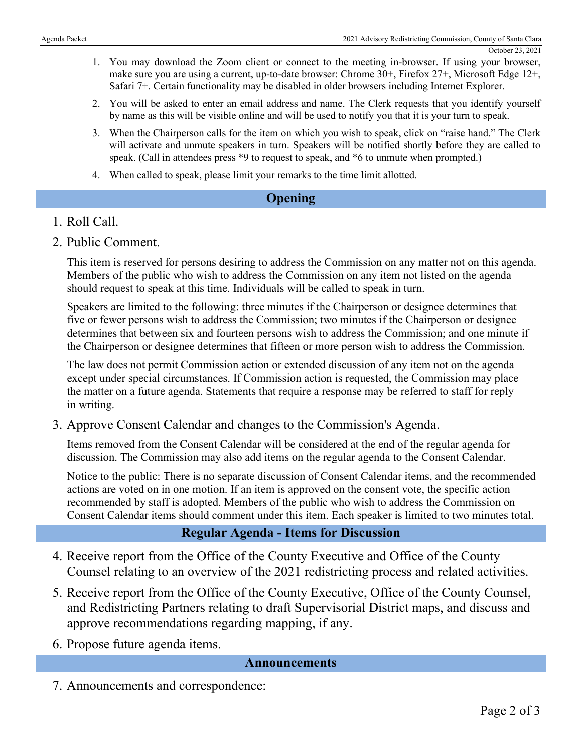1. You may download the Zoom client or connect to the meeting in-browser. If using your browser, make sure you are using a current, up-to-date browser: Chrome 30+, Firefox 27+, Microsoft Edge 12+, Safari 7+. Certain functionality may be disabled in older browsers including Internet Explorer.
2. You will be asked to enter an email address and name. The Clerk requests that you identify yourself by name as this will be visible online and will be used to notify you that it is your turn to speak.
3. When the Chairperson calls for the item on which you wish to speak, click on "raise hand." The Clerk will activate and unmute speakers in turn. Speakers will be notified shortly before they are called to speak. (Call in attendees press *9 to request to speak, and *6 to unmute when prompted.)
4. When called to speak, please limit your remarks to the time limit allotted.

## Opening

1. Roll Call.
2. Public Comment.

   This item is reserved for persons desiring to address the Commission on any matter not on this agenda. Members of the public who wish to address the Commission on any item not listed on the agenda should request to speak at this time. Individuals will be called to speak in turn.

   Speakers are limited to the following: three minutes if the Chairperson or designee determines that five or fewer persons wish to address the Commission; two minutes if the Chairperson or designee determines that between six and fourteen persons wish to address the Commission; and one minute if the Chairperson or designee determines that fifteen or more person wish to address the Commission.

   The law does not permit Commission action or extended discussion of any item not on the agenda except under special circumstances. If Commission action is requested, the Commission may place the matter on a future agenda. Statements that require a response may be referred to staff for reply in writing.

3. Approve Consent Calendar and changes to the Commission's Agenda.

   Items removed from the Consent Calendar will be considered at the end of the regular agenda for discussion. The Commission may also add items on the regular agenda to the Consent Calendar.

   Notice to the public: There is no separate discussion of Consent Calendar items, and the recommended actions are voted on in one motion. If an item is approved on the consent vote, the specific action recommended by staff is adopted. Members of the public who wish to address the Commission on Consent Calendar items should comment under this item. Each speaker is limited to two minutes total.

## Regular Agenda - Items for Discussion

4. Receive report from the Office of the County Executive and Office of the County Counsel relating to an overview of the 2021 redistricting process and related activities.
5. Receive report from the Office of the County Executive, Office of the County Counsel, and Redistricting Partners relating to draft Supervisorial District maps, and discuss and approve recommendations regarding mapping, if any.
6. Propose future agenda items.

## Announcements

7. Announcements and correspondence: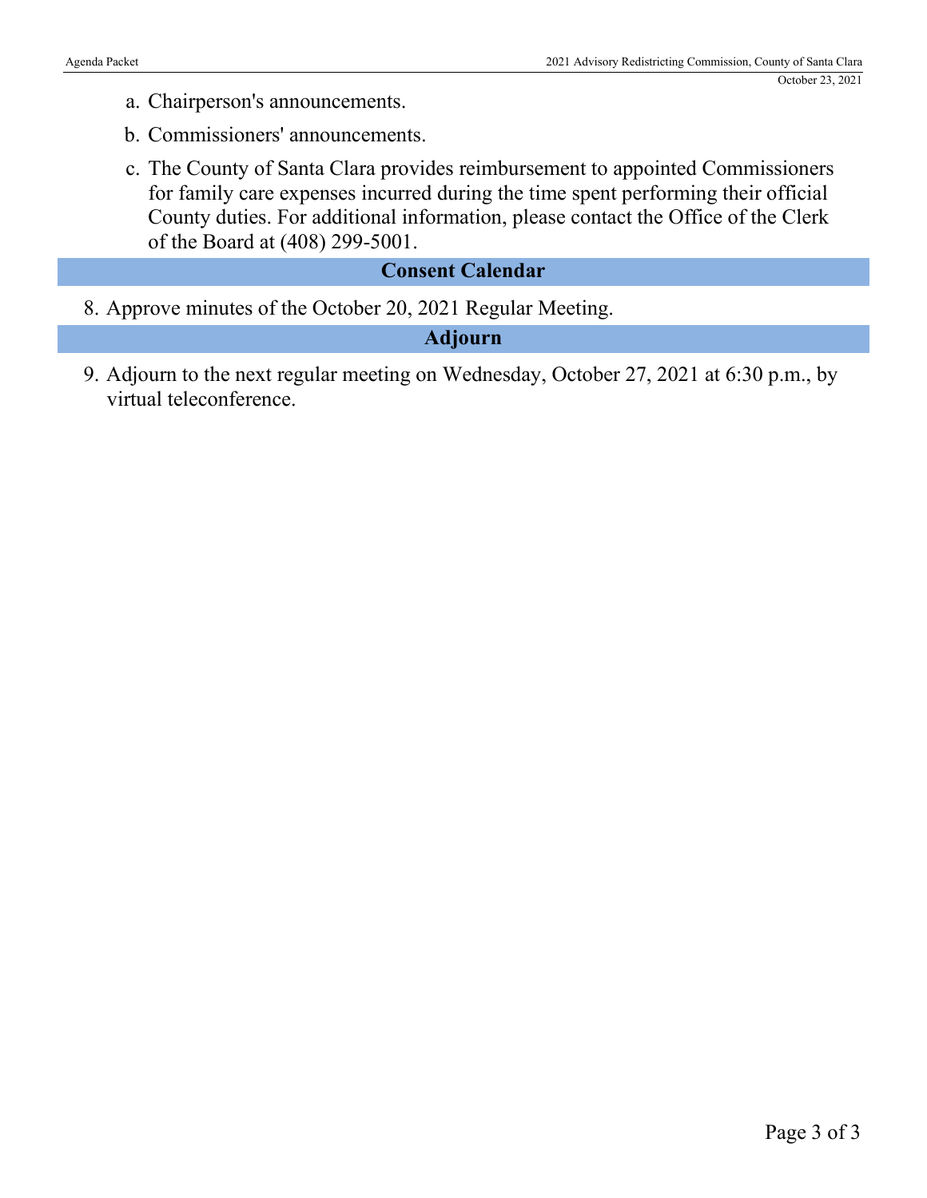a. Chairperson's announcements.

b. Commissioners' announcements.

c. The County of Santa Clara provides reimbursement to appointed Commissioners for family care expenses incurred during the time spent performing their official County duties. For additional information, please contact the Office of the Clerk of the Board at (408) 299-5001.

## Consent Calendar

8. Approve minutes of the October 20, 2021 Regular Meeting.

## Adjourn

9. Adjourn to the next regular meeting on Wednesday, October 27, 2021 at 6:30 p.m., by virtual teleconference.